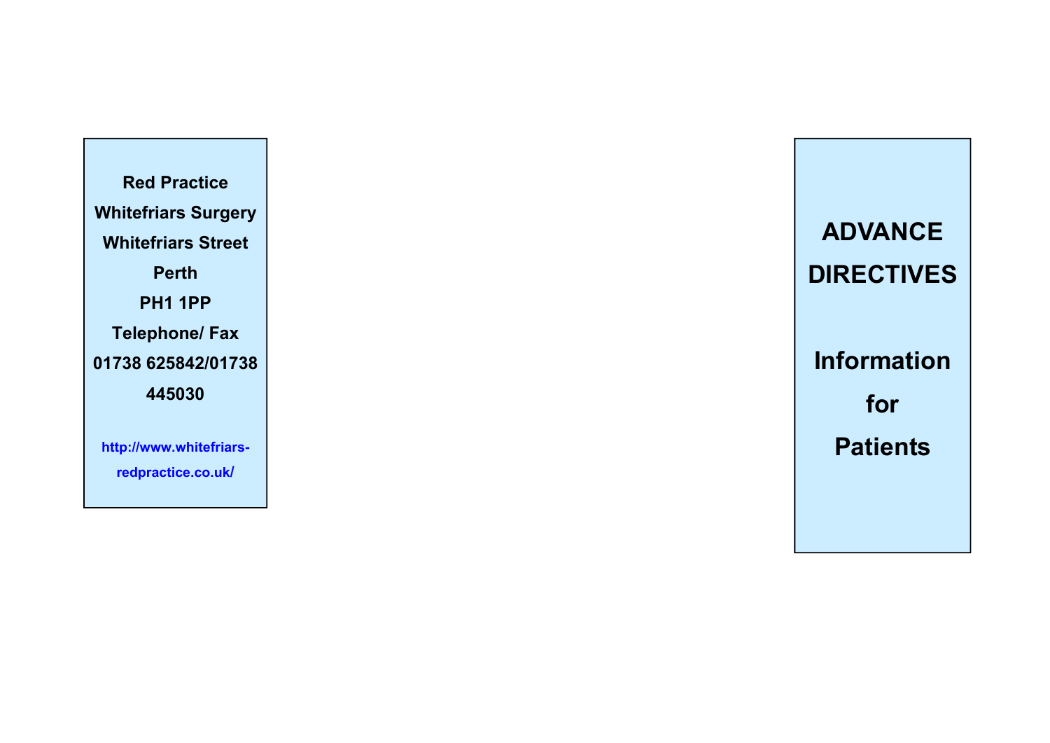**Red Practice**
**Whitefriars Surgery**
**Whitefriars Street**
**Perth**
**PH1 1PP**
**Telephone/ Fax**
**01738 625842/01738 445030**

**http://www.whitefriars-redpractice.co.uk/**

# ADVANCE DIRECTIVES

## Information for Patients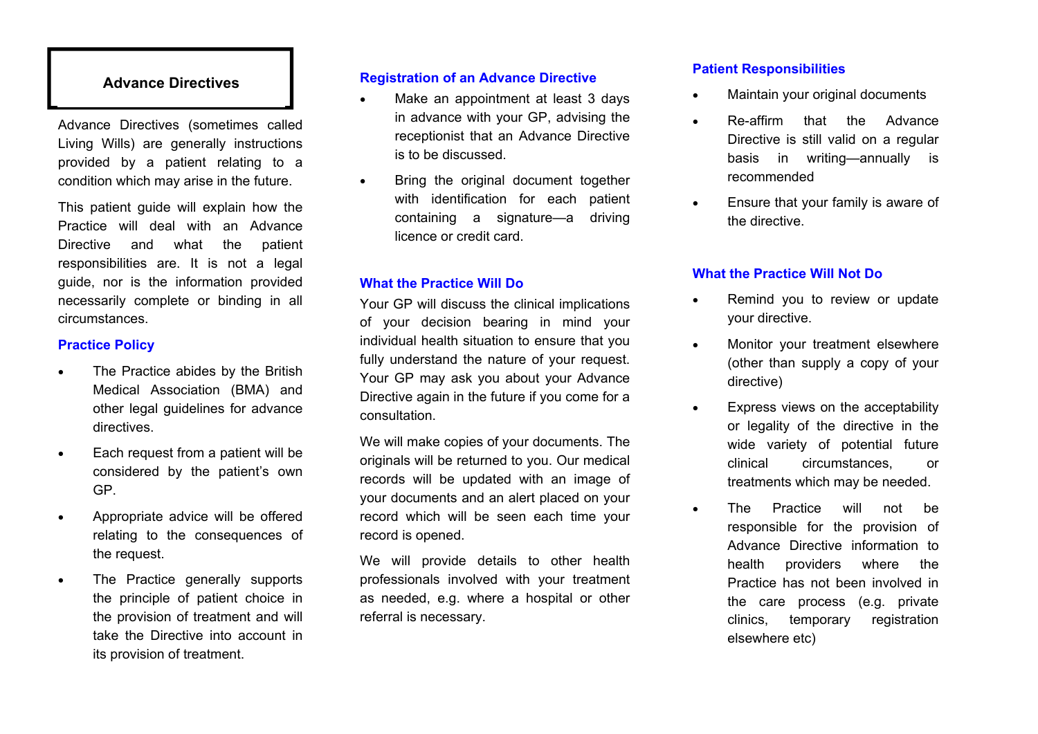# Advance Directives

Advance Directives (sometimes called Living Wills) are generally instructions provided by a patient relating to a condition which may arise in the future.

This patient guide will explain how the Practice will deal with an Advance Directive and what the patient responsibilities are. It is not a legal guide, nor is the information provided necessarily complete or binding in all circumstances.

## Practice Policy

- The Practice abides by the British Medical Association (BMA) and other legal guidelines for advance directives.
- Each request from a patient will be considered by the patient's own GP.
- Appropriate advice will be offered relating to the consequences of the request.
- The Practice generally supports the principle of patient choice in the provision of treatment and will take the Directive into account in its provision of treatment.

## Registration of an Advance Directive

- Make an appointment at least 3 days in advance with your GP, advising the receptionist that an Advance Directive is to be discussed.
- Bring the original document together with identification for each patient containing a signature—a driving licence or credit card.

## What the Practice Will Do

Your GP will discuss the clinical implications of your decision bearing in mind your individual health situation to ensure that you fully understand the nature of your request. Your GP may ask you about your Advance Directive again in the future if you come for a consultation.

We will make copies of your documents. The originals will be returned to you. Our medical records will be updated with an image of your documents and an alert placed on your record which will be seen each time your record is opened.

We will provide details to other health professionals involved with your treatment as needed, e.g. where a hospital or other referral is necessary.

## Patient Responsibilities

- Maintain your original documents
- Re-affirm that the Advance Directive is still valid on a regular basis in writing—annually is recommended
- Ensure that your family is aware of the directive.

## What the Practice Will Not Do

- Remind you to review or update your directive.
- Monitor your treatment elsewhere (other than supply a copy of your directive)
- Express views on the acceptability or legality of the directive in the wide variety of potential future clinical circumstances, or treatments which may be needed.
- The Practice will not be responsible for the provision of Advance Directive information to health providers where the Practice has not been involved in the care process (e.g. private clinics, temporary registration elsewhere etc)